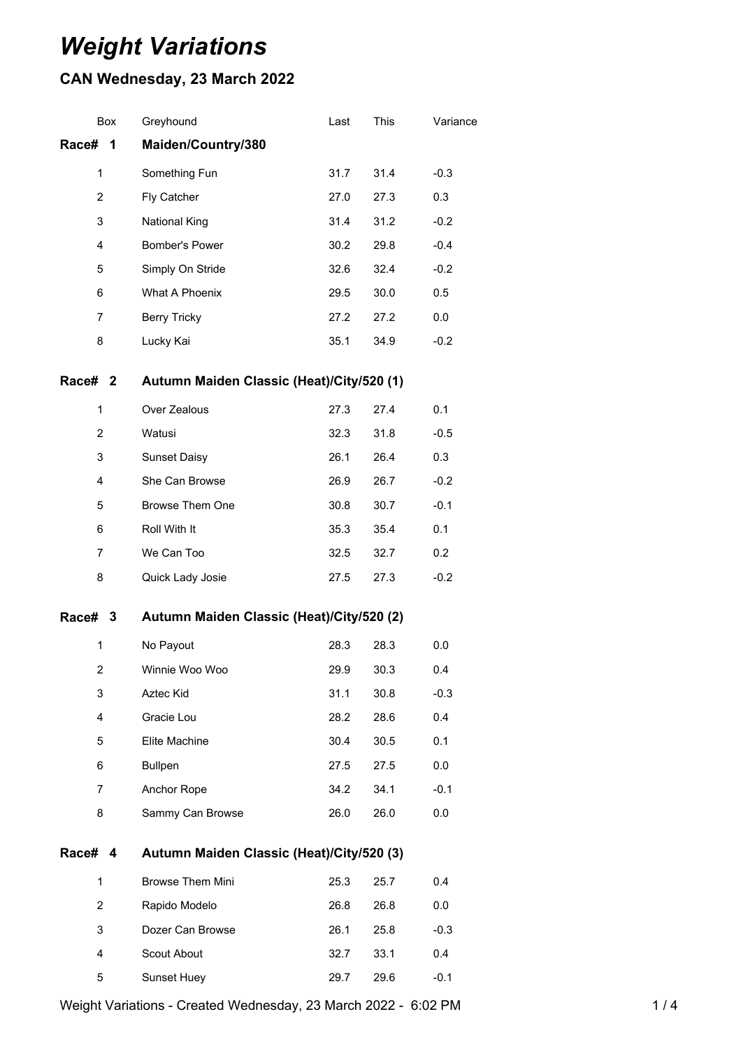# *Weight Variations*

## CAN Wednesday, 23 March 2022

| Box | Greyhound | Last | This | Variance |
|---|---|---|---|---|
| **Race# 1** | **Maiden/Country/380** | | | |
| 1 | Something Fun | 31.7 | 31.4 | -0.3 |
| 2 | Fly Catcher | 27.0 | 27.3 | 0.3 |
| 3 | National King | 31.4 | 31.2 | -0.2 |
| 4 | Bomber's Power | 30.2 | 29.8 | -0.4 |
| 5 | Simply On Stride | 32.6 | 32.4 | -0.2 |
| 6 | What A Phoenix | 29.5 | 30.0 | 0.5 |
| 7 | Berry Tricky | 27.2 | 27.2 | 0.0 |
| 8 | Lucky Kai | 35.1 | 34.9 | -0.2 |
| **Race# 2** | **Autumn Maiden Classic (Heat)/City/520 (1)** | | | |
| 1 | Over Zealous | 27.3 | 27.4 | 0.1 |
| 2 | Watusi | 32.3 | 31.8 | -0.5 |
| 3 | Sunset Daisy | 26.1 | 26.4 | 0.3 |
| 4 | She Can Browse | 26.9 | 26.7 | -0.2 |
| 5 | Browse Them One | 30.8 | 30.7 | -0.1 |
| 6 | Roll With It | 35.3 | 35.4 | 0.1 |
| 7 | We Can Too | 32.5 | 32.7 | 0.2 |
| 8 | Quick Lady Josie | 27.5 | 27.3 | -0.2 |
| **Race# 3** | **Autumn Maiden Classic (Heat)/City/520 (2)** | | | |
| 1 | No Payout | 28.3 | 28.3 | 0.0 |
| 2 | Winnie Woo Woo | 29.9 | 30.3 | 0.4 |
| 3 | Aztec Kid | 31.1 | 30.8 | -0.3 |
| 4 | Gracie Lou | 28.2 | 28.6 | 0.4 |
| 5 | Elite Machine | 30.4 | 30.5 | 0.1 |
| 6 | Bullpen | 27.5 | 27.5 | 0.0 |
| 7 | Anchor Rope | 34.2 | 34.1 | -0.1 |
| 8 | Sammy Can Browse | 26.0 | 26.0 | 0.0 |
| **Race# 4** | **Autumn Maiden Classic (Heat)/City/520 (3)** | | | |
| 1 | Browse Them Mini | 25.3 | 25.7 | 0.4 |
| 2 | Rapido Modelo | 26.8 | 26.8 | 0.0 |
| 3 | Dozer Can Browse | 26.1 | 25.8 | -0.3 |
| 4 | Scout About | 32.7 | 33.1 | 0.4 |
| 5 | Sunset Huey | 29.7 | 29.6 | -0.1 |

Weight Variations - Created Wednesday, 23 March 2022 - 6:02 PM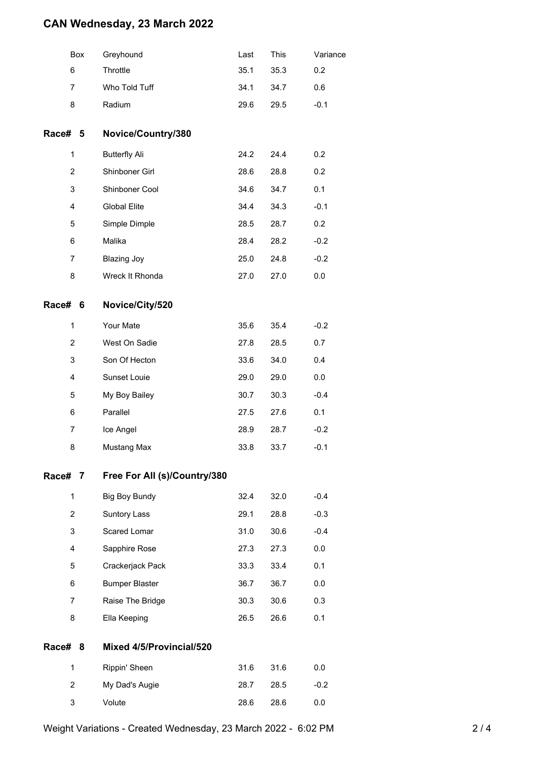# CAN Wednesday, 23 March 2022

| Box | Greyhound | Last | This | Variance |
|---|---|---|---|---|
| 6 | Throttle | 35.1 | 35.3 | 0.2 |
| 7 | Who Told Tuff | 34.1 | 34.7 | 0.6 |
| 8 | Radium | 29.6 | 29.5 | -0.1 |

## Race# 5 Novice/Country/380

| Box | Greyhound | Last | This | Variance |
|---|---|---|---|---|
| 1 | Butterfly Ali | 24.2 | 24.4 | 0.2 |
| 2 | Shinboner Girl | 28.6 | 28.8 | 0.2 |
| 3 | Shinboner Cool | 34.6 | 34.7 | 0.1 |
| 4 | Global Elite | 34.4 | 34.3 | -0.1 |
| 5 | Simple Dimple | 28.5 | 28.7 | 0.2 |
| 6 | Malika | 28.4 | 28.2 | -0.2 |
| 7 | Blazing Joy | 25.0 | 24.8 | -0.2 |
| 8 | Wreck It Rhonda | 27.0 | 27.0 | 0.0 |

## Race# 6 Novice/City/520

| Box | Greyhound | Last | This | Variance |
|---|---|---|---|---|
| 1 | Your Mate | 35.6 | 35.4 | -0.2 |
| 2 | West On Sadie | 27.8 | 28.5 | 0.7 |
| 3 | Son Of Hecton | 33.6 | 34.0 | 0.4 |
| 4 | Sunset Louie | 29.0 | 29.0 | 0.0 |
| 5 | My Boy Bailey | 30.7 | 30.3 | -0.4 |
| 6 | Parallel | 27.5 | 27.6 | 0.1 |
| 7 | Ice Angel | 28.9 | 28.7 | -0.2 |
| 8 | Mustang Max | 33.8 | 33.7 | -0.1 |

## Race# 7 Free For All (s)/Country/380

| Box | Greyhound | Last | This | Variance |
|---|---|---|---|---|
| 1 | Big Boy Bundy | 32.4 | 32.0 | -0.4 |
| 2 | Suntory Lass | 29.1 | 28.8 | -0.3 |
| 3 | Scared Lomar | 31.0 | 30.6 | -0.4 |
| 4 | Sapphire Rose | 27.3 | 27.3 | 0.0 |
| 5 | Crackerjack Pack | 33.3 | 33.4 | 0.1 |
| 6 | Bumper Blaster | 36.7 | 36.7 | 0.0 |
| 7 | Raise The Bridge | 30.3 | 30.6 | 0.3 |
| 8 | Ella Keeping | 26.5 | 26.6 | 0.1 |

## Race# 8 Mixed 4/5/Provincial/520

| Box | Greyhound | Last | This | Variance |
|---|---|---|---|---|
| 1 | Rippin' Sheen | 31.6 | 31.6 | 0.0 |
| 2 | My Dad's Augie | 28.7 | 28.5 | -0.2 |
| 3 | Volute | 28.6 | 28.6 | 0.0 |

Weight Variations - Created Wednesday, 23 March 2022 - 6:02 PM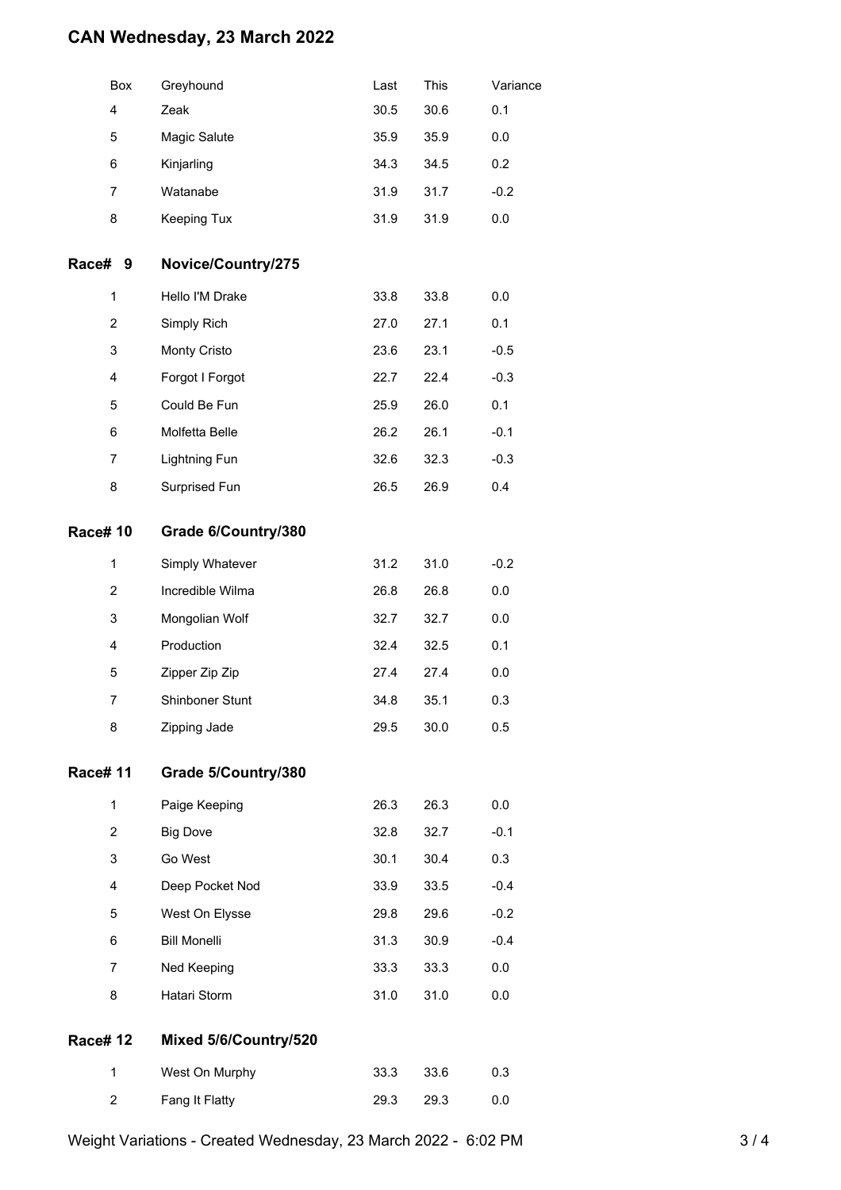# CAN Wednesday, 23 March 2022

| Box | Greyhound | Last | This | Variance |
|---|---|---|---|---|
| 4 | Zeak | 30.5 | 30.6 | 0.1 |
| 5 | Magic Salute | 35.9 | 35.9 | 0.0 |
| 6 | Kinjarling | 34.3 | 34.5 | 0.2 |
| 7 | Watanabe | 31.9 | 31.7 | -0.2 |
| 8 | Keeping Tux | 31.9 | 31.9 | 0.0 |

## Race# 9 Novice/Country/275

| Box | Greyhound | Last | This | Variance |
|---|---|---|---|---|
| 1 | Hello I'M Drake | 33.8 | 33.8 | 0.0 |
| 2 | Simply Rich | 27.0 | 27.1 | 0.1 |
| 3 | Monty Cristo | 23.6 | 23.1 | -0.5 |
| 4 | Forgot I Forgot | 22.7 | 22.4 | -0.3 |
| 5 | Could Be Fun | 25.9 | 26.0 | 0.1 |
| 6 | Molfetta Belle | 26.2 | 26.1 | -0.1 |
| 7 | Lightning Fun | 32.6 | 32.3 | -0.3 |
| 8 | Surprised Fun | 26.5 | 26.9 | 0.4 |

## Race# 10 Grade 6/Country/380

| Box | Greyhound | Last | This | Variance |
|---|---|---|---|---|
| 1 | Simply Whatever | 31.2 | 31.0 | -0.2 |
| 2 | Incredible Wilma | 26.8 | 26.8 | 0.0 |
| 3 | Mongolian Wolf | 32.7 | 32.7 | 0.0 |
| 4 | Production | 32.4 | 32.5 | 0.1 |
| 5 | Zipper Zip Zip | 27.4 | 27.4 | 0.0 |
| 7 | Shinboner Stunt | 34.8 | 35.1 | 0.3 |
| 8 | Zipping Jade | 29.5 | 30.0 | 0.5 |

## Race# 11 Grade 5/Country/380

| Box | Greyhound | Last | This | Variance |
|---|---|---|---|---|
| 1 | Paige Keeping | 26.3 | 26.3 | 0.0 |
| 2 | Big Dove | 32.8 | 32.7 | -0.1 |
| 3 | Go West | 30.1 | 30.4 | 0.3 |
| 4 | Deep Pocket Nod | 33.9 | 33.5 | -0.4 |
| 5 | West On Elysse | 29.8 | 29.6 | -0.2 |
| 6 | Bill Monelli | 31.3 | 30.9 | -0.4 |
| 7 | Ned Keeping | 33.3 | 33.3 | 0.0 |
| 8 | Hatari Storm | 31.0 | 31.0 | 0.0 |

## Race# 12 Mixed 5/6/Country/520

| Box | Greyhound | Last | This | Variance |
|---|---|---|---|---|
| 1 | West On Murphy | 33.3 | 33.6 | 0.3 |
| 2 | Fang It Flatty | 29.3 | 29.3 | 0.0 |

Weight Variations - Created Wednesday, 23 March 2022 - 6:02 PM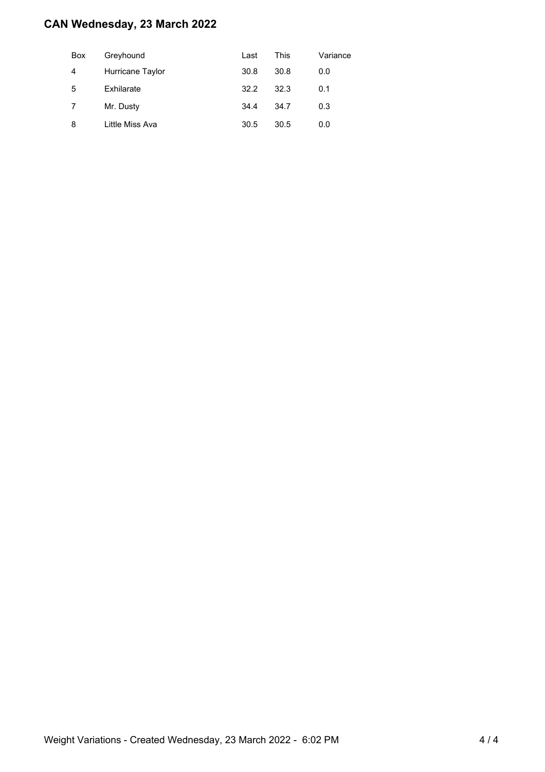# CAN Wednesday, 23 March 2022

| Box | Greyhound | Last | This | Variance |
|---|---|---|---|---|
| 4 | Hurricane Taylor | 30.8 | 30.8 | 0.0 |
| 5 | Exhilarate | 32.2 | 32.3 | 0.1 |
| 7 | Mr. Dusty | 34.4 | 34.7 | 0.3 |
| 8 | Little Miss Ava | 30.5 | 30.5 | 0.0 |

Weight Variations - Created Wednesday, 23 March 2022 - 6:02 PM